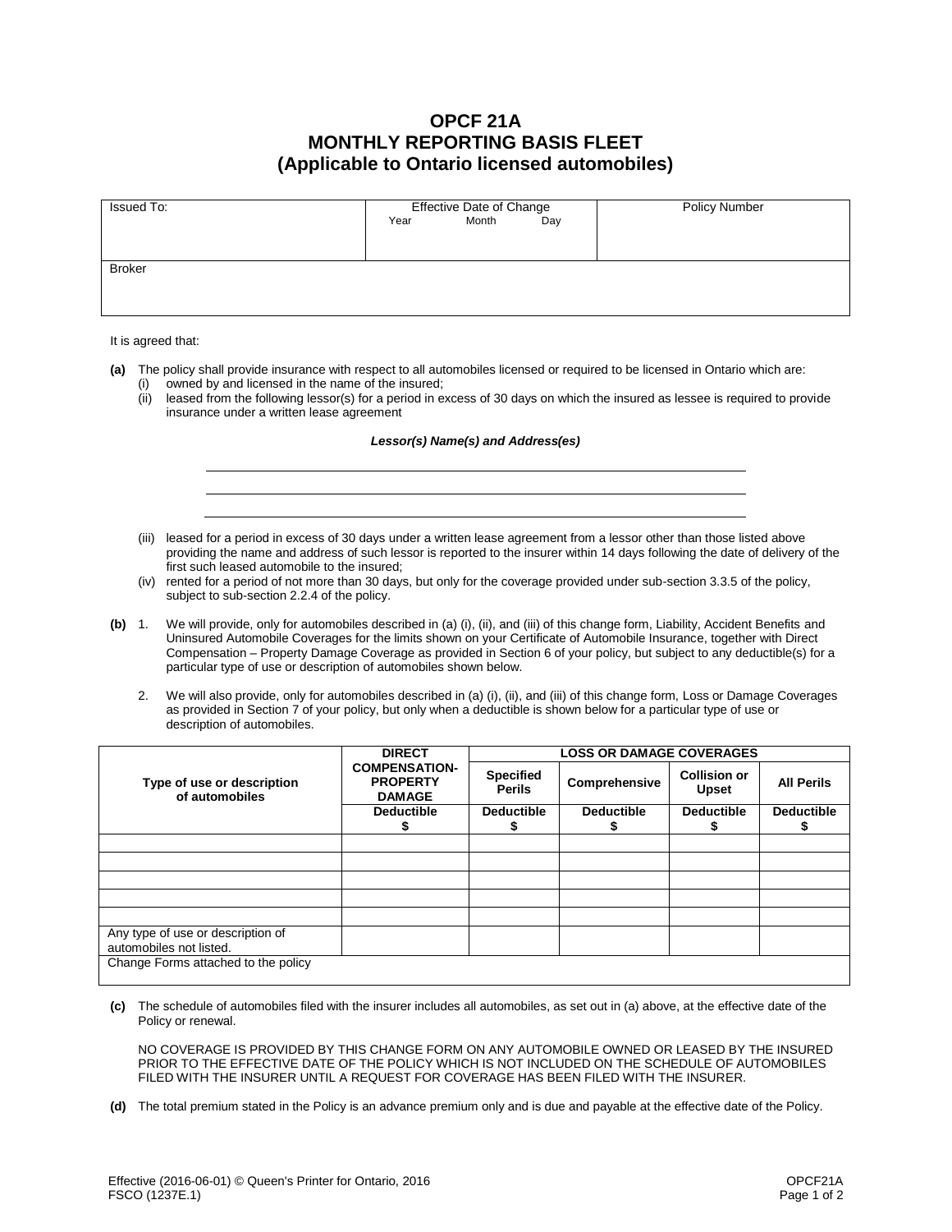# OPCF 21A
# MONTHLY REPORTING BASIS FLEET
## (Applicable to Ontario licensed automobiles)

| Issued To: | Effective Date of Change<br>Year Month Day | Policy Number |
|---|---|---|
| Broker | | |

It is agreed that:

**(a)** The policy shall provide insurance with respect to all automobiles licensed or required to be licensed in Ontario which are:

(i) owned by and licensed in the name of the insured;

(ii) leased from the following lessor(s) for a period in excess of 30 days on which the insured as lessee is required to provide insurance under a written lease agreement

***Lessor(s) Name(s) and Address(es)***

______________________________________________

______________________________________________

______________________________________________

(iii) leased for a period in excess of 30 days under a written lease agreement from a lessor other than those listed above providing the name and address of such lessor is reported to the insurer within 14 days following the date of delivery of the first such leased automobile to the insured;

(iv) rented for a period of not more than 30 days, but only for the coverage provided under sub-section 3.3.5 of the policy, subject to sub-section 2.2.4 of the policy.

**(b)** 1. We will provide, only for automobiles described in (a) (i), (ii), and (iii) of this change form, Liability, Accident Benefits and Uninsured Automobile Coverages for the limits shown on your Certificate of Automobile Insurance, together with Direct Compensation – Property Damage Coverage as provided in Section 6 of your policy, but subject to any deductible(s) for a particular type of use or description of automobiles shown below.

2. We will also provide, only for automobiles described in (a) (i), (ii), and (iii) of this change form, Loss or Damage Coverages as provided in Section 7 of your policy, but only when a deductible is shown below for a particular type of use or description of automobiles.

| Type of use or description of automobiles | DIRECT COMPENSATION-PROPERTY DAMAGE | LOSS OR DAMAGE COVERAGES | | | |
|---|---|---|---|---|---|
| | | Specified Perils | Comprehensive | Collision or Upset | All Perils |
| | Deductible $ | Deductible $ | Deductible $ | Deductible $ | Deductible $ |
| | | | | | |
| | | | | | |
| | | | | | |
| | | | | | |
| | | | | | |
| Any type of use or description of automobiles not listed. | | | | | |
| Change Forms attached to the policy | | | | | |

**(c)** The schedule of automobiles filed with the insurer includes all automobiles, as set out in (a) above, at the effective date of the Policy or renewal.

NO COVERAGE IS PROVIDED BY THIS CHANGE FORM ON ANY AUTOMOBILE OWNED OR LEASED BY THE INSURED PRIOR TO THE EFFECTIVE DATE OF THE POLICY WHICH IS NOT INCLUDED ON THE SCHEDULE OF AUTOMOBILES FILED WITH THE INSURER UNTIL A REQUEST FOR COVERAGE HAS BEEN FILED WITH THE INSURER.

**(d)** The total premium stated in the Policy is an advance premium only and is due and payable at the effective date of the Policy.

Effective (2016-06-01) © Queen's Printer for Ontario, 2016
FSCO (1237E.1)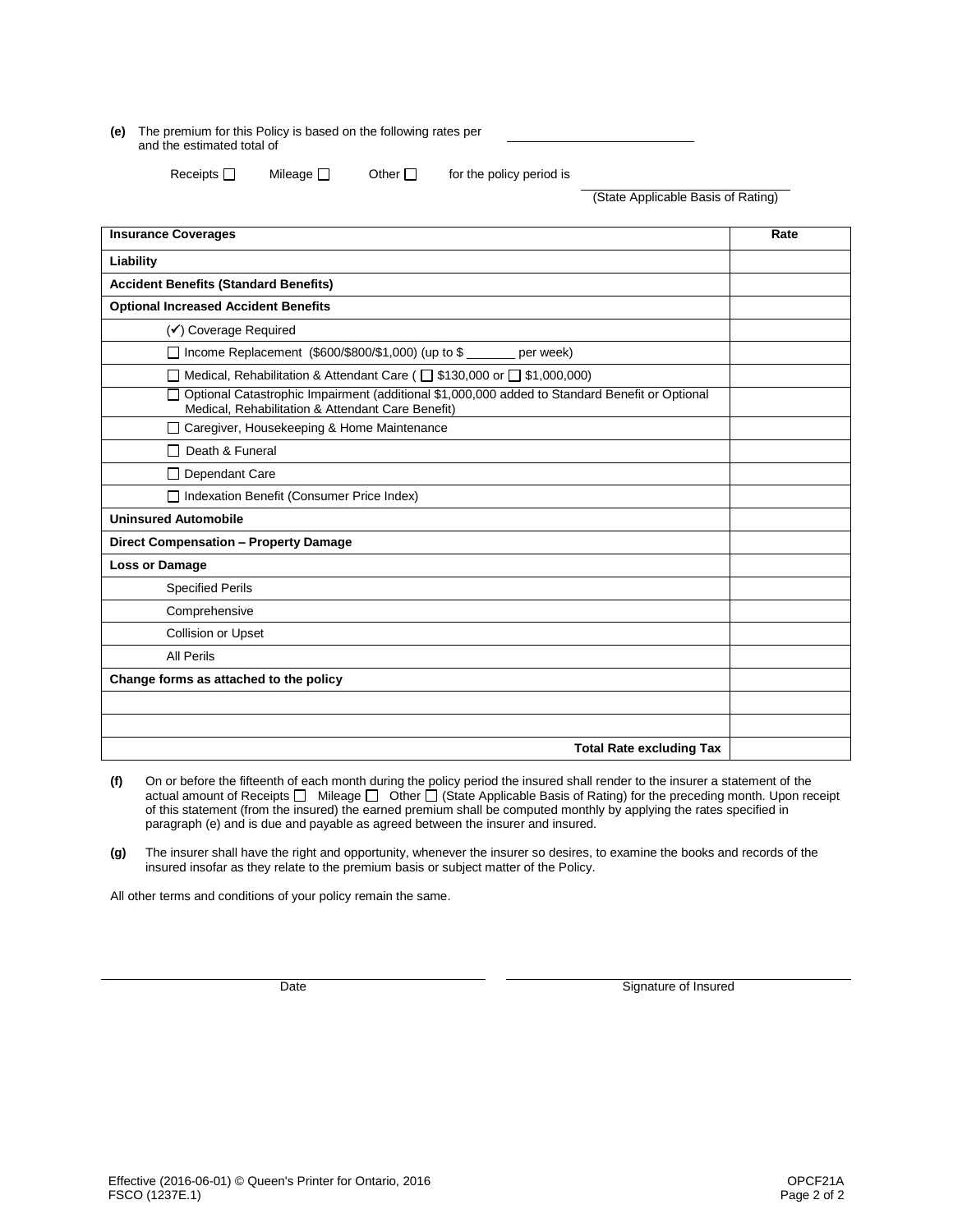**(e)** The premium for this Policy is based on the following rates per ______________________ and the estimated total of

Receipts ☐ Mileage ☐ Other ☐ for the policy period is ______________________
(State Applicable Basis of Rating)

| Insurance Coverages | Rate |
|---|---|
| **Liability** | |
| **Accident Benefits (Standard Benefits)** | |
| **Optional Increased Accident Benefits** | |
| (✓) Coverage Required | |
| ☐ Income Replacement ($600/$800/$1,000) (up to $ _______ per week) | |
| ☐ Medical, Rehabilitation & Attendant Care ( ☐ $130,000 or ☐ $1,000,000) | |
| ☐ Optional Catastrophic Impairment (additional $1,000,000 added to Standard Benefit or Optional Medical, Rehabilitation & Attendant Care Benefit) | |
| ☐ Caregiver, Housekeeping & Home Maintenance | |
| ☐ Death & Funeral | |
| ☐ Dependant Care | |
| ☐ Indexation Benefit (Consumer Price Index) | |
| **Uninsured Automobile** | |
| **Direct Compensation – Property Damage** | |
| **Loss or Damage** | |
| Specified Perils | |
| Comprehensive | |
| Collision or Upset | |
| All Perils | |
| **Change forms as attached to the policy** | |
| | |
| | |
| **Total Rate excluding Tax** | |

**(f)** On or before the fifteenth of each month during the policy period the insured shall render to the insurer a statement of the actual amount of Receipts ☐ Mileage ☐ Other ☐ (State Applicable Basis of Rating) for the preceding month. Upon receipt of this statement (from the insured) the earned premium shall be computed monthly by applying the rates specified in paragraph (e) and is due and payable as agreed between the insurer and insured.

**(g)** The insurer shall have the right and opportunity, whenever the insurer so desires, to examine the books and records of the insured insofar as they relate to the premium basis or subject matter of the Policy.

All other terms and conditions of your policy remain the same.

______________________ Date

______________________ Signature of Insured

Effective (2016-06-01) © Queen's Printer for Ontario, 2016
FSCO (1237E.1)

OPCF21A